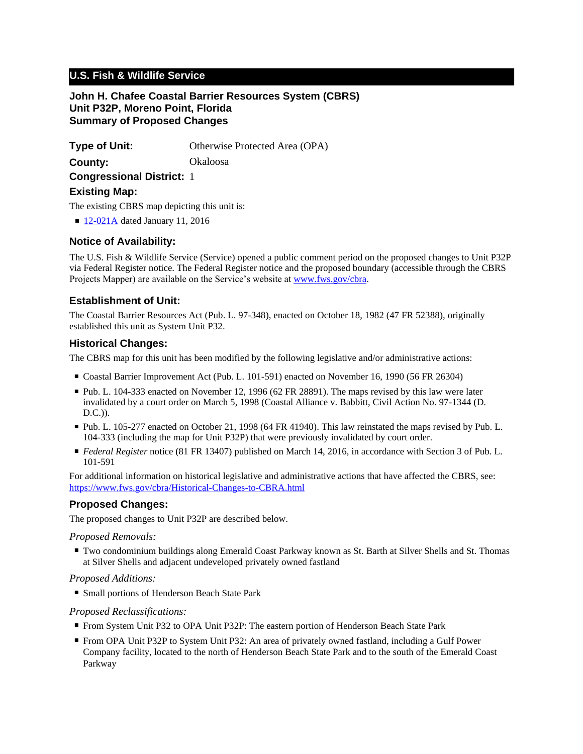## U.S. Fish & Wildlife Service

### John H. Chafee Coastal Barrier Resources System (CBRS)
### Unit P32P, Moreno Point, Florida
### Summary of Proposed Changes

**Type of Unit:** Otherwise Protected Area (OPA)

**County:** Okaloosa

**Congressional District:** 1

### Existing Map:

The existing CBRS map depicting this unit is:

- 12-021A dated January 11, 2016

### Notice of Availability:

The U.S. Fish & Wildlife Service (Service) opened a public comment period on the proposed changes to Unit P32P via Federal Register notice. The Federal Register notice and the proposed boundary (accessible through the CBRS Projects Mapper) are available on the Service's website at www.fws.gov/cbra.

### Establishment of Unit:

The Coastal Barrier Resources Act (Pub. L. 97-348), enacted on October 18, 1982 (47 FR 52388), originally established this unit as System Unit P32.

### Historical Changes:

The CBRS map for this unit has been modified by the following legislative and/or administrative actions:

- Coastal Barrier Improvement Act (Pub. L. 101-591) enacted on November 16, 1990 (56 FR 26304)
- Pub. L. 104-333 enacted on November 12, 1996 (62 FR 28891). The maps revised by this law were later invalidated by a court order on March 5, 1998 (Coastal Alliance v. Babbitt, Civil Action No. 97-1344 (D. D.C.)).
- Pub. L. 105-277 enacted on October 21, 1998 (64 FR 41940). This law reinstated the maps revised by Pub. L. 104-333 (including the map for Unit P32P) that were previously invalidated by court order.
- *Federal Register* notice (81 FR 13407) published on March 14, 2016, in accordance with Section 3 of Pub. L. 101-591

For additional information on historical legislative and administrative actions that have affected the CBRS, see: https://www.fws.gov/cbra/Historical-Changes-to-CBRA.html

### Proposed Changes:

The proposed changes to Unit P32P are described below.

*Proposed Removals:*

- Two condominium buildings along Emerald Coast Parkway known as St. Barth at Silver Shells and St. Thomas at Silver Shells and adjacent undeveloped privately owned fastland

*Proposed Additions:*

- Small portions of Henderson Beach State Park

*Proposed Reclassifications:*

- From System Unit P32 to OPA Unit P32P: The eastern portion of Henderson Beach State Park
- From OPA Unit P32P to System Unit P32: An area of privately owned fastland, including a Gulf Power Company facility, located to the north of Henderson Beach State Park and to the south of the Emerald Coast Parkway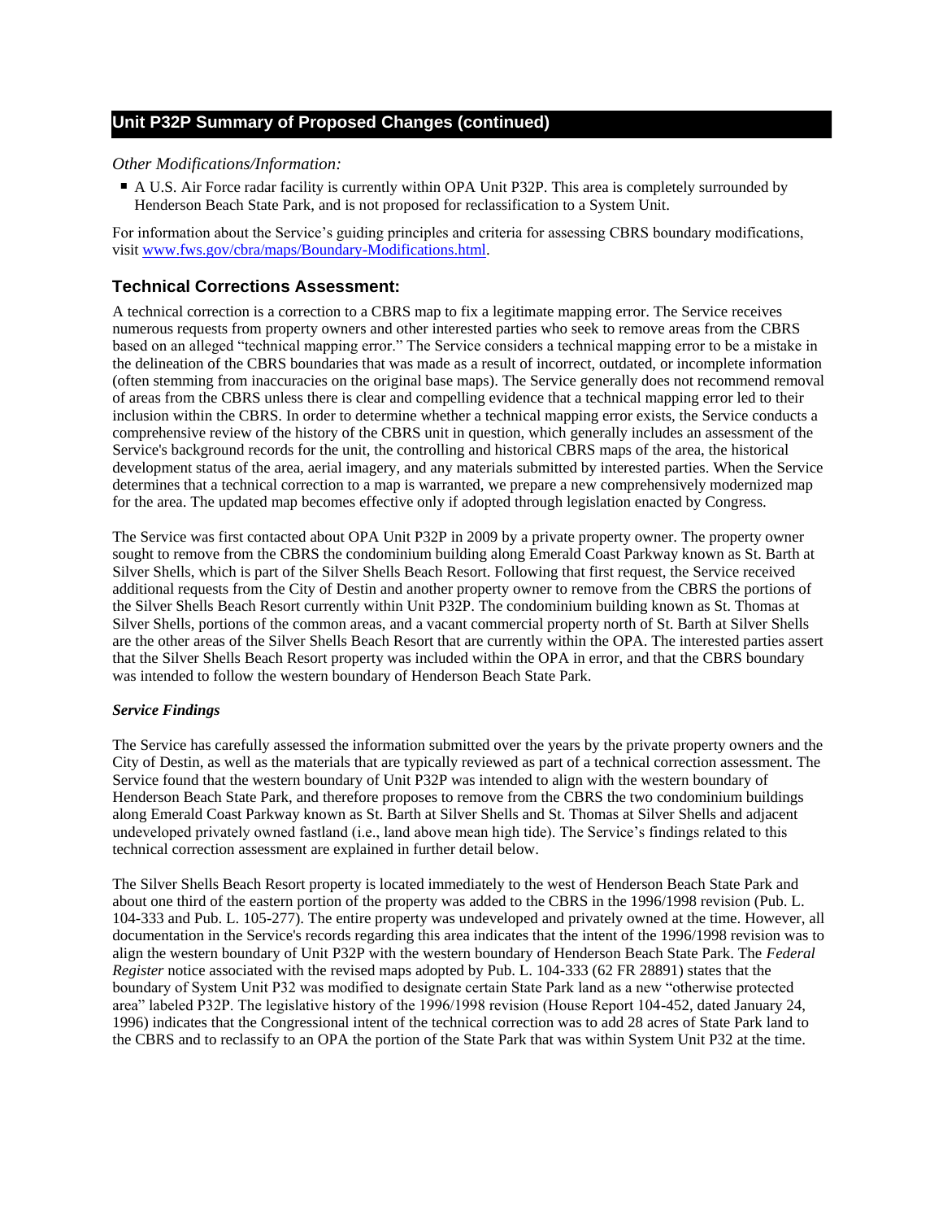## Unit P32P Summary of Proposed Changes (continued)

*Other Modifications/Information:*

- A U.S. Air Force radar facility is currently within OPA Unit P32P. This area is completely surrounded by Henderson Beach State Park, and is not proposed for reclassification to a System Unit.

For information about the Service's guiding principles and criteria for assessing CBRS boundary modifications, visit www.fws.gov/cbra/maps/Boundary-Modifications.html.

### Technical Corrections Assessment:

A technical correction is a correction to a CBRS map to fix a legitimate mapping error. The Service receives numerous requests from property owners and other interested parties who seek to remove areas from the CBRS based on an alleged "technical mapping error." The Service considers a technical mapping error to be a mistake in the delineation of the CBRS boundaries that was made as a result of incorrect, outdated, or incomplete information (often stemming from inaccuracies on the original base maps). The Service generally does not recommend removal of areas from the CBRS unless there is clear and compelling evidence that a technical mapping error led to their inclusion within the CBRS. In order to determine whether a technical mapping error exists, the Service conducts a comprehensive review of the history of the CBRS unit in question, which generally includes an assessment of the Service's background records for the unit, the controlling and historical CBRS maps of the area, the historical development status of the area, aerial imagery, and any materials submitted by interested parties. When the Service determines that a technical correction to a map is warranted, we prepare a new comprehensively modernized map for the area. The updated map becomes effective only if adopted through legislation enacted by Congress.

The Service was first contacted about OPA Unit P32P in 2009 by a private property owner. The property owner sought to remove from the CBRS the condominium building along Emerald Coast Parkway known as St. Barth at Silver Shells, which is part of the Silver Shells Beach Resort. Following that first request, the Service received additional requests from the City of Destin and another property owner to remove from the CBRS the portions of the Silver Shells Beach Resort currently within Unit P32P. The condominium building known as St. Thomas at Silver Shells, portions of the common areas, and a vacant commercial property north of St. Barth at Silver Shells are the other areas of the Silver Shells Beach Resort that are currently within the OPA. The interested parties assert that the Silver Shells Beach Resort property was included within the OPA in error, and that the CBRS boundary was intended to follow the western boundary of Henderson Beach State Park.

***Service Findings***

The Service has carefully assessed the information submitted over the years by the private property owners and the City of Destin, as well as the materials that are typically reviewed as part of a technical correction assessment. The Service found that the western boundary of Unit P32P was intended to align with the western boundary of Henderson Beach State Park, and therefore proposes to remove from the CBRS the two condominium buildings along Emerald Coast Parkway known as St. Barth at Silver Shells and St. Thomas at Silver Shells and adjacent undeveloped privately owned fastland (i.e., land above mean high tide). The Service's findings related to this technical correction assessment are explained in further detail below.

The Silver Shells Beach Resort property is located immediately to the west of Henderson Beach State Park and about one third of the eastern portion of the property was added to the CBRS in the 1996/1998 revision (Pub. L. 104-333 and Pub. L. 105-277). The entire property was undeveloped and privately owned at the time. However, all documentation in the Service's records regarding this area indicates that the intent of the 1996/1998 revision was to align the western boundary of Unit P32P with the western boundary of Henderson Beach State Park. The *Federal Register* notice associated with the revised maps adopted by Pub. L. 104-333 (62 FR 28891) states that the boundary of System Unit P32 was modified to designate certain State Park land as a new "otherwise protected area" labeled P32P. The legislative history of the 1996/1998 revision (House Report 104-452, dated January 24, 1996) indicates that the Congressional intent of the technical correction was to add 28 acres of State Park land to the CBRS and to reclassify to an OPA the portion of the State Park that was within System Unit P32 at the time.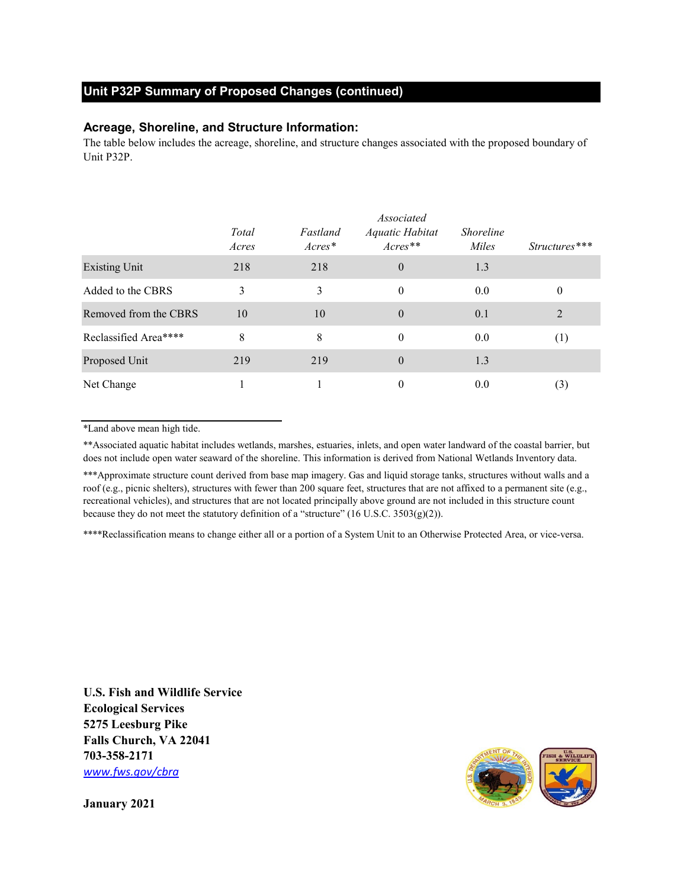## Unit P32P Summary of Proposed Changes (continued)

### Acreage, Shoreline, and Structure Information:

The table below includes the acreage, shoreline, and structure changes associated with the proposed boundary of Unit P32P.

| | *Total Acres* | *Fastland Acres\** | *Associated Aquatic Habitat Acres\*\** | *Shoreline Miles* | *Structures\*\*\** |
|---|---|---|---|---|---|
| Existing Unit | 218 | 218 | 0 | 1.3 | |
| Added to the CBRS | 3 | 3 | 0 | 0.0 | 0 |
| Removed from the CBRS | 10 | 10 | 0 | 0.1 | 2 |
| Reclassified Area\*\*\*\* | 8 | 8 | 0 | 0.0 | (1) |
| Proposed Unit | 219 | 219 | 0 | 1.3 | |
| Net Change | 1 | 1 | 0 | 0.0 | (3) |

*Land above mean high tide.

**Associated aquatic habitat includes wetlands, marshes, estuaries, inlets, and open water landward of the coastal barrier, but does not include open water seaward of the shoreline. This information is derived from National Wetlands Inventory data.

***Approximate structure count derived from base map imagery. Gas and liquid storage tanks, structures without walls and a roof (e.g., picnic shelters), structures with fewer than 200 square feet, structures that are not affixed to a permanent site (e.g., recreational vehicles), and structures that are not located principally above ground are not included in this structure count because they do not meet the statutory definition of a "structure" (16 U.S.C. 3503(g)(2)).

****Reclassification means to change either all or a portion of a System Unit to an Otherwise Protected Area, or vice-versa.

**U.S. Fish and Wildlife Service**
**Ecological Services**
**5275 Leesburg Pike**
**Falls Church, VA 22041**
**703-358-2171**
[www.fws.gov/cbra](http://www.fws.gov/cbra)

**January 2021**